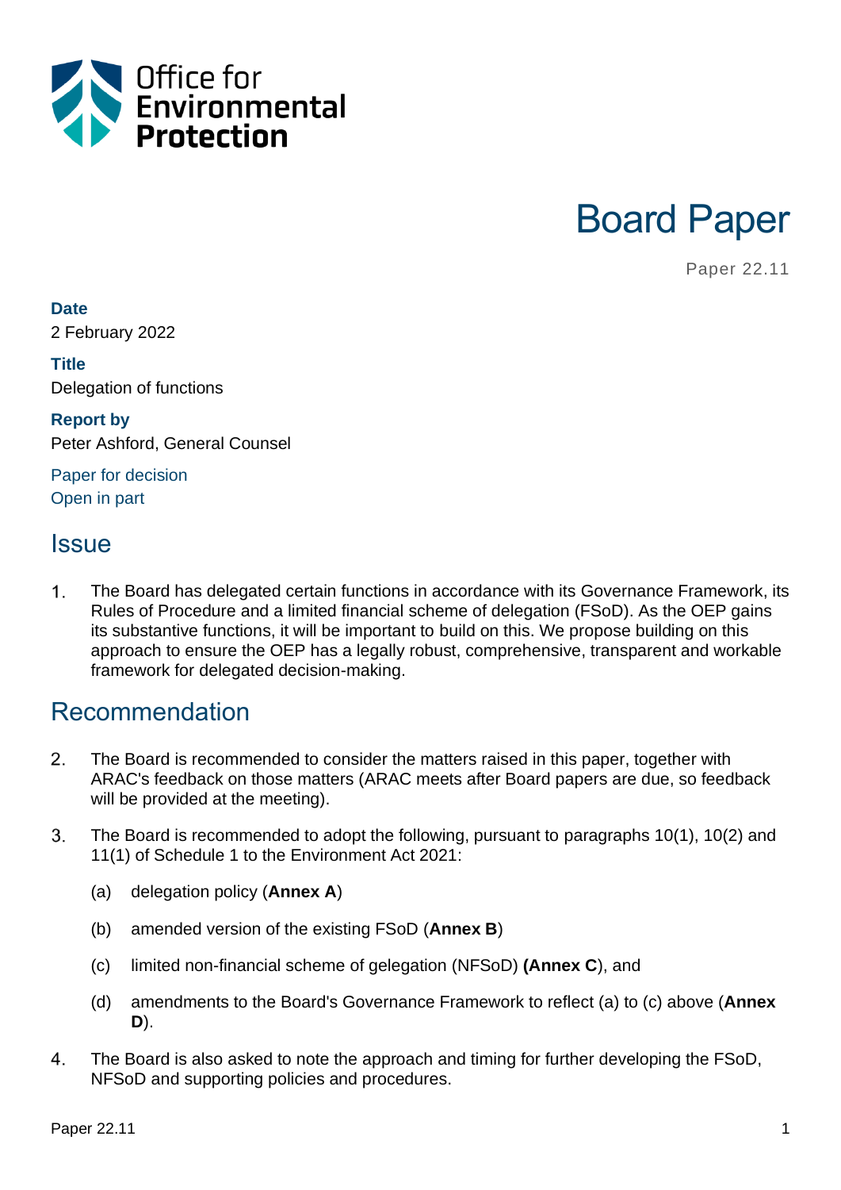Office for Environmental Protection

# Board Paper

Paper 22.11

**Date**
2 February 2022

**Title**
Delegation of functions

**Report by**
Peter Ashford, General Counsel

Paper for decision
Open in part

## Issue

1. The Board has delegated certain functions in accordance with its Governance Framework, its Rules of Procedure and a limited financial scheme of delegation (FSoD). As the OEP gains its substantive functions, it will be important to build on this. We propose building on this approach to ensure the OEP has a legally robust, comprehensive, transparent and workable framework for delegated decision-making.

## Recommendation

2. The Board is recommended to consider the matters raised in this paper, together with ARAC's feedback on those matters (ARAC meets after Board papers are due, so feedback will be provided at the meeting).

3. The Board is recommended to adopt the following, pursuant to paragraphs 10(1), 10(2) and 11(1) of Schedule 1 to the Environment Act 2021:

   (a) delegation policy (**Annex A**)

   (b) amended version of the existing FSoD (**Annex B**)

   (c) limited non-financial scheme of gelegation (NFSoD) **(Annex C**), and

   (d) amendments to the Board's Governance Framework to reflect (a) to (c) above (**Annex D**).

4. The Board is also asked to note the approach and timing for further developing the FSoD, NFSoD and supporting policies and procedures.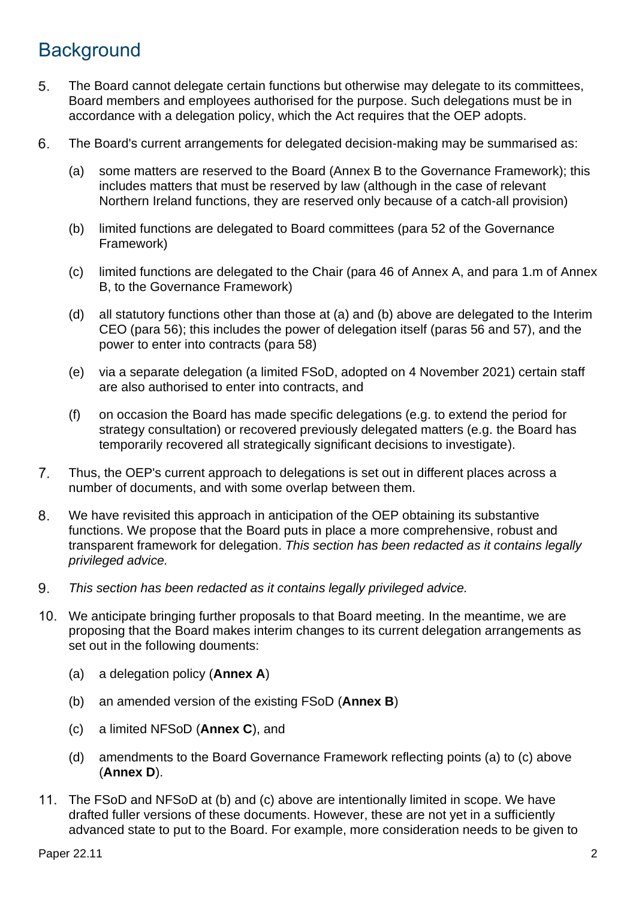## Background

5. The Board cannot delegate certain functions but otherwise may delegate to its committees, Board members and employees authorised for the purpose. Such delegations must be in accordance with a delegation policy, which the Act requires that the OEP adopts.

6. The Board's current arrangements for delegated decision-making may be summarised as:

   (a) some matters are reserved to the Board (Annex B to the Governance Framework); this includes matters that must be reserved by law (although in the case of relevant Northern Ireland functions, they are reserved only because of a catch-all provision)

   (b) limited functions are delegated to Board committees (para 52 of the Governance Framework)

   (c) limited functions are delegated to the Chair (para 46 of Annex A, and para 1.m of Annex B, to the Governance Framework)

   (d) all statutory functions other than those at (a) and (b) above are delegated to the Interim CEO (para 56); this includes the power of delegation itself (paras 56 and 57), and the power to enter into contracts (para 58)

   (e) via a separate delegation (a limited FSoD, adopted on 4 November 2021) certain staff are also authorised to enter into contracts, and

   (f) on occasion the Board has made specific delegations (e.g. to extend the period for strategy consultation) or recovered previously delegated matters (e.g. the Board has temporarily recovered all strategically significant decisions to investigate).

7. Thus, the OEP's current approach to delegations is set out in different places across a number of documents, and with some overlap between them.

8. We have revisited this approach in anticipation of the OEP obtaining its substantive functions. We propose that the Board puts in place a more comprehensive, robust and transparent framework for delegation. *This section has been redacted as it contains legally privileged advice.*

9. *This section has been redacted as it contains legally privileged advice.*

10. We anticipate bringing further proposals to that Board meeting. In the meantime, we are proposing that the Board makes interim changes to its current delegation arrangements as set out in the following douments:

    (a) a delegation policy (**Annex A**)

    (b) an amended version of the existing FSoD (**Annex B**)

    (c) a limited NFSoD (**Annex C**), and

    (d) amendments to the Board Governance Framework reflecting points (a) to (c) above (**Annex D**).

11. The FSoD and NFSoD at (b) and (c) above are intentionally limited in scope. We have drafted fuller versions of these documents. However, these are not yet in a sufficiently advanced state to put to the Board. For example, more consideration needs to be given to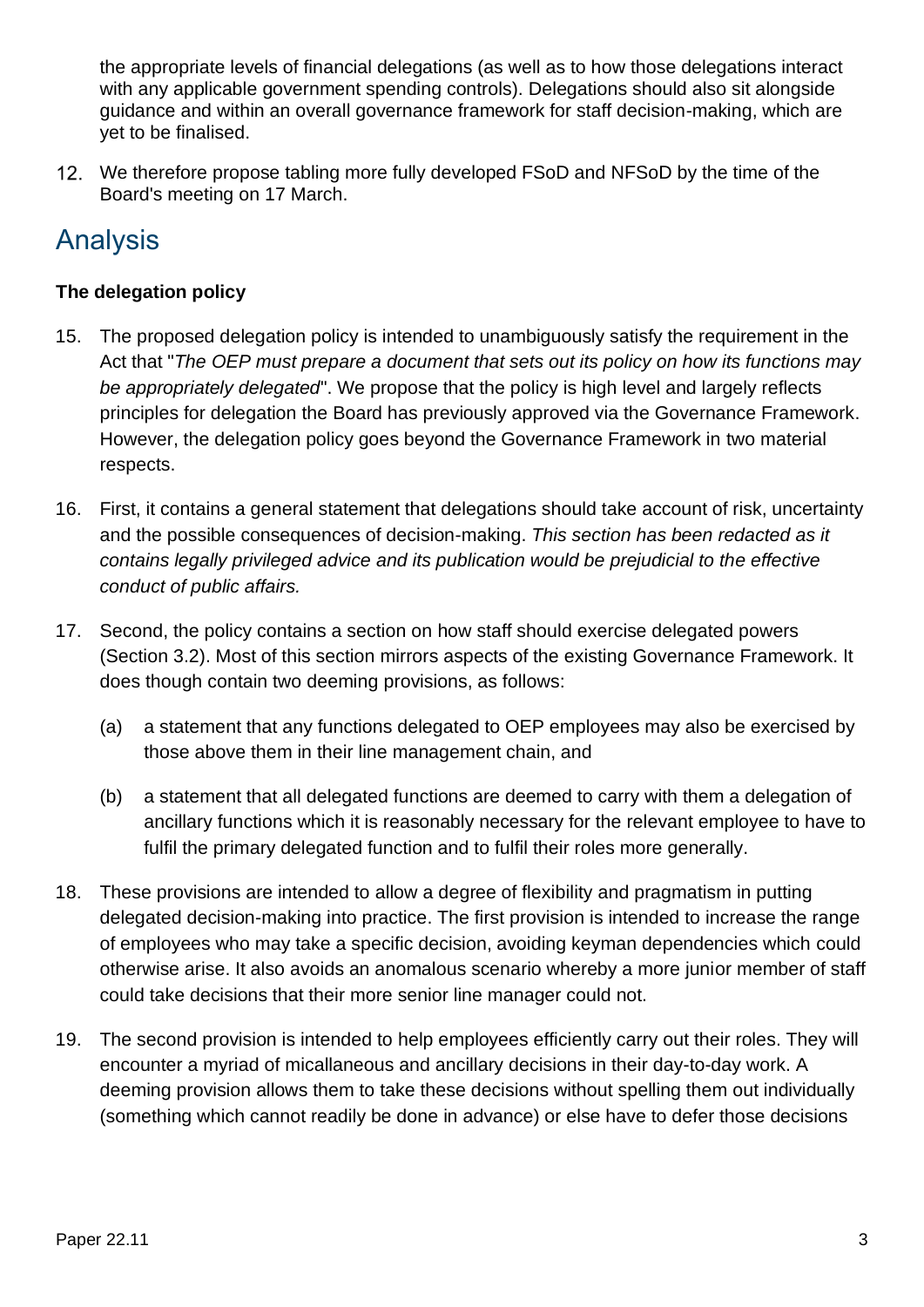the appropriate levels of financial delegations (as well as to how those delegations interact with any applicable government spending controls). Delegations should also sit alongside guidance and within an overall governance framework for staff decision-making, which are yet to be finalised.

12. We therefore propose tabling more fully developed FSoD and NFSoD by the time of the Board's meeting on 17 March.

## Analysis

**The delegation policy**

15. The proposed delegation policy is intended to unambiguously satisfy the requirement in the Act that "*The OEP must prepare a document that sets out its policy on how its functions may be appropriately delegated*". We propose that the policy is high level and largely reflects principles for delegation the Board has previously approved via the Governance Framework. However, the delegation policy goes beyond the Governance Framework in two material respects.

16. First, it contains a general statement that delegations should take account of risk, uncertainty and the possible consequences of decision-making. *This section has been redacted as it contains legally privileged advice and its publication would be prejudicial to the effective conduct of public affairs.*

17. Second, the policy contains a section on how staff should exercise delegated powers (Section 3.2). Most of this section mirrors aspects of the existing Governance Framework. It does though contain two deeming provisions, as follows:

    (a) a statement that any functions delegated to OEP employees may also be exercised by those above them in their line management chain, and

    (b) a statement that all delegated functions are deemed to carry with them a delegation of ancillary functions which it is reasonably necessary for the relevant employee to have to fulfil the primary delegated function and to fulfil their roles more generally.

18. These provisions are intended to allow a degree of flexibility and pragmatism in putting delegated decision-making into practice. The first provision is intended to increase the range of employees who may take a specific decision, avoiding keyman dependencies which could otherwise arise. It also avoids an anomalous scenario whereby a more junior member of staff could take decisions that their more senior line manager could not.

19. The second provision is intended to help employees efficiently carry out their roles. They will encounter a myriad of micallaneous and ancillary decisions in their day-to-day work. A deeming provision allows them to take these decisions without spelling them out individually (something which cannot readily be done in advance) or else have to defer those decisions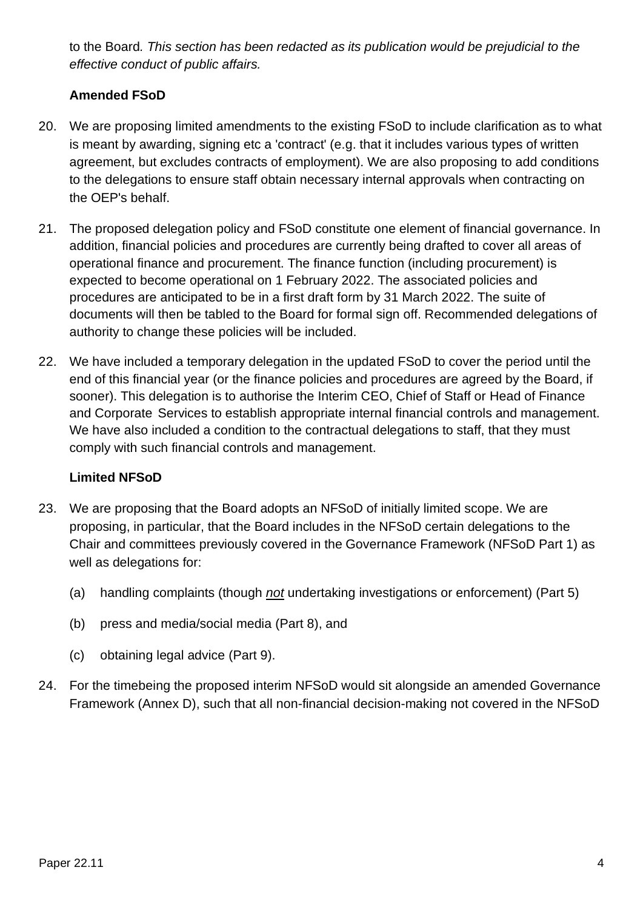to the Board. *This section has been redacted as its publication would be prejudicial to the effective conduct of public affairs.*

**Amended FSoD**

20. We are proposing limited amendments to the existing FSoD to include clarification as to what is meant by awarding, signing etc a 'contract' (e.g. that it includes various types of written agreement, but excludes contracts of employment). We are also proposing to add conditions to the delegations to ensure staff obtain necessary internal approvals when contracting on the OEP's behalf.

21. The proposed delegation policy and FSoD constitute one element of financial governance. In addition, financial policies and procedures are currently being drafted to cover all areas of operational finance and procurement. The finance function (including procurement) is expected to become operational on 1 February 2022. The associated policies and procedures are anticipated to be in a first draft form by 31 March 2022. The suite of documents will then be tabled to the Board for formal sign off. Recommended delegations of authority to change these policies will be included.

22. We have included a temporary delegation in the updated FSoD to cover the period until the end of this financial year (or the finance policies and procedures are agreed by the Board, if sooner). This delegation is to authorise the Interim CEO, Chief of Staff or Head of Finance and Corporate Services to establish appropriate internal financial controls and management. We have also included a condition to the contractual delegations to staff, that they must comply with such financial controls and management.

**Limited NFSoD**

23. We are proposing that the Board adopts an NFSoD of initially limited scope. We are proposing, in particular, that the Board includes in the NFSoD certain delegations to the Chair and committees previously covered in the Governance Framework (NFSoD Part 1) as well as delegations for:

    (a) handling complaints (though *not* undertaking investigations or enforcement) (Part 5)

    (b) press and media/social media (Part 8), and

    (c) obtaining legal advice (Part 9).

24. For the timebeing the proposed interim NFSoD would sit alongside an amended Governance Framework (Annex D), such that all non-financial decision-making not covered in the NFSoD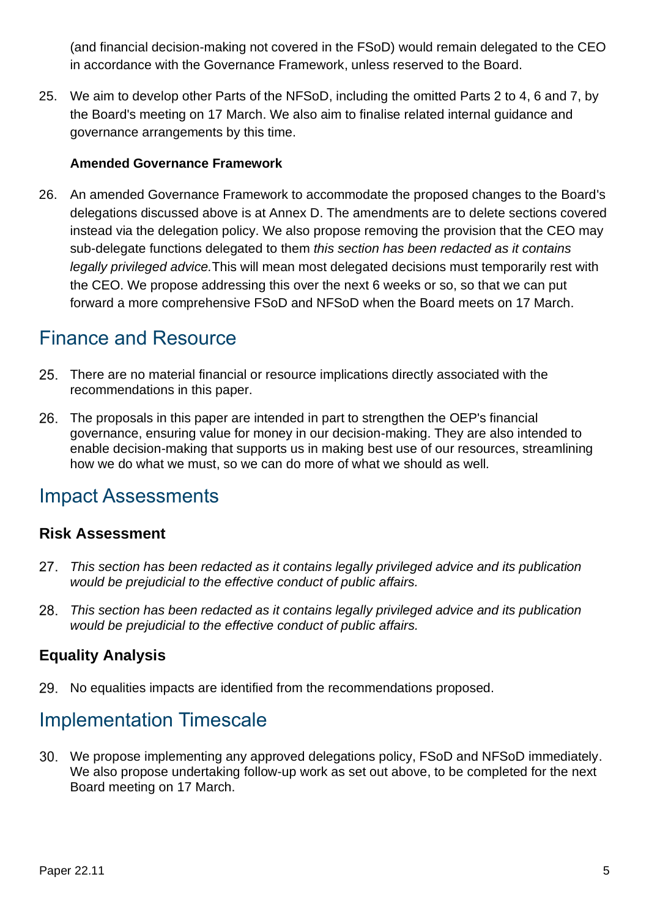(and financial decision-making not covered in the FSoD) would remain delegated to the CEO in accordance with the Governance Framework, unless reserved to the Board.

25. We aim to develop other Parts of the NFSoD, including the omitted Parts 2 to 4, 6 and 7, by the Board's meeting on 17 March. We also aim to finalise related internal guidance and governance arrangements by this time.

**Amended Governance Framework**

26. An amended Governance Framework to accommodate the proposed changes to the Board's delegations discussed above is at Annex D. The amendments are to delete sections covered instead via the delegation policy. We also propose removing the provision that the CEO may sub-delegate functions delegated to them *this section has been redacted as it contains legally privileged advice.* This will mean most delegated decisions must temporarily rest with the CEO. We propose addressing this over the next 6 weeks or so, so that we can put forward a more comprehensive FSoD and NFSoD when the Board meets on 17 March.

## Finance and Resource

25. There are no material financial or resource implications directly associated with the recommendations in this paper.

26. The proposals in this paper are intended in part to strengthen the OEP's financial governance, ensuring value for money in our decision-making. They are also intended to enable decision-making that supports us in making best use of our resources, streamlining how we do what we must, so we can do more of what we should as well.

## Impact Assessments

### Risk Assessment

27. *This section has been redacted as it contains legally privileged advice and its publication would be prejudicial to the effective conduct of public affairs.*

28. *This section has been redacted as it contains legally privileged advice and its publication would be prejudicial to the effective conduct of public affairs.*

### Equality Analysis

29. No equalities impacts are identified from the recommendations proposed.

## Implementation Timescale

30. We propose implementing any approved delegations policy, FSoD and NFSoD immediately. We also propose undertaking follow-up work as set out above, to be completed for the next Board meeting on 17 March.

Paper 22.11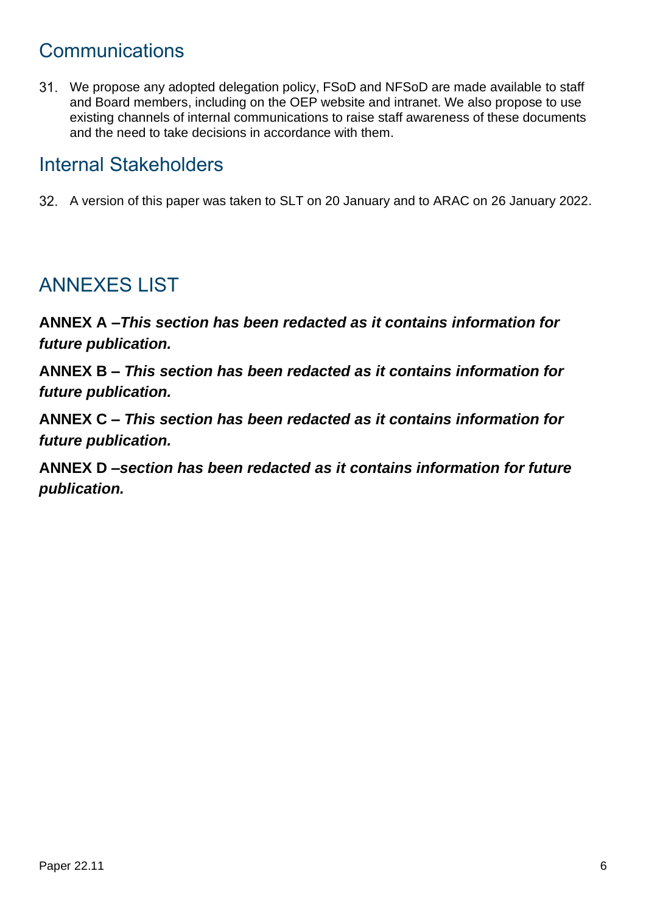## Communications

31. We propose any adopted delegation policy, FSoD and NFSoD are made available to staff and Board members, including on the OEP website and intranet. We also propose to use existing channels of internal communications to raise staff awareness of these documents and the need to take decisions in accordance with them.

## Internal Stakeholders

32. A version of this paper was taken to SLT on 20 January and to ARAC on 26 January 2022.

## ANNEXES LIST

**ANNEX A –*This section has been redacted as it contains information for future publication.***

**ANNEX B – *This section has been redacted as it contains information for future publication.***

**ANNEX C – *This section has been redacted as it contains information for future publication.***

**ANNEX D –*section has been redacted as it contains information for future publication.***

Paper 22.11